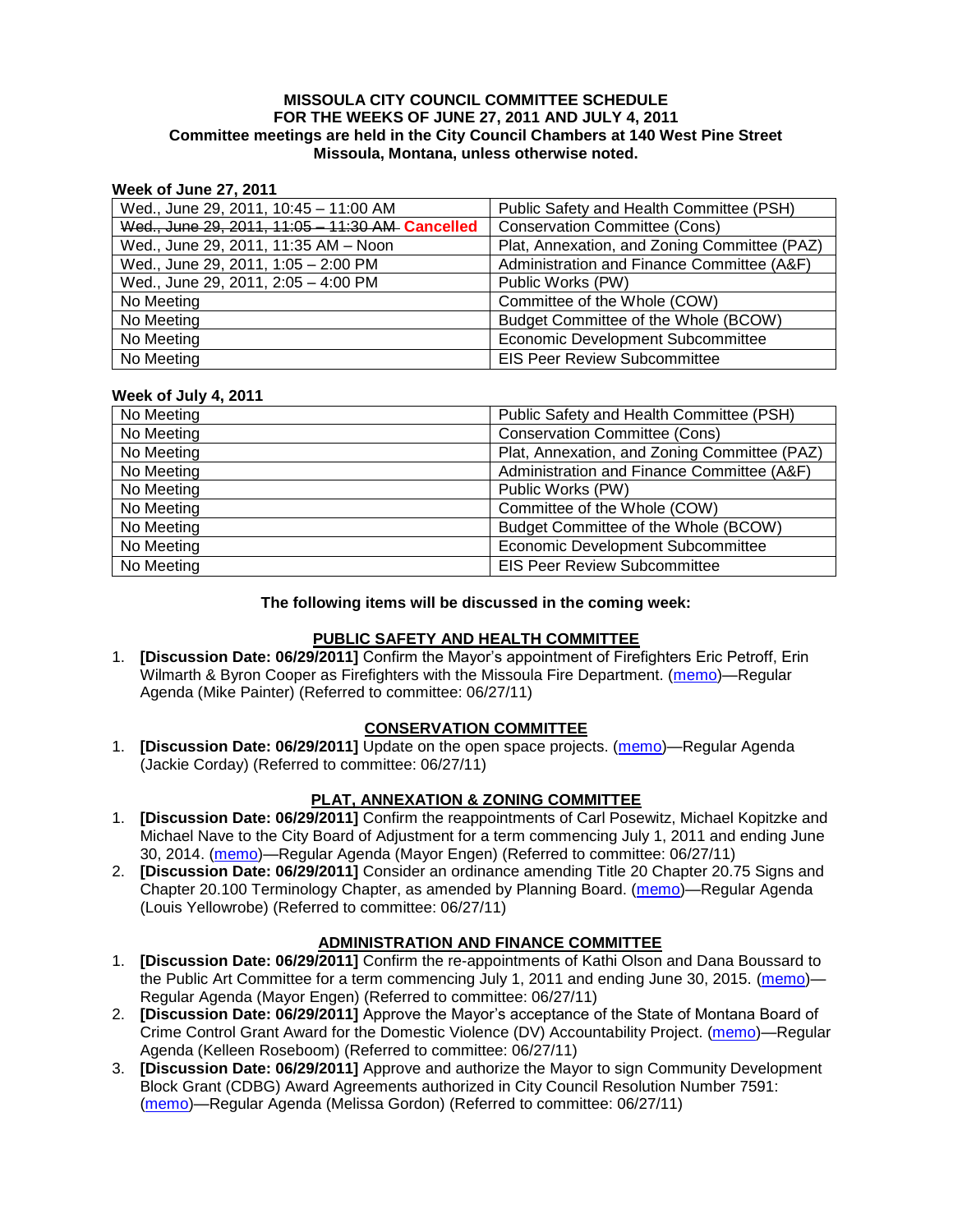**MISSOULA CITY COUNCIL COMMITTEE SCHEDULE**
**FOR THE WEEKS OF JUNE 27, 2011 AND JULY 4, 2011**
**Committee meetings are held in the City Council Chambers at 140 West Pine Street**
**Missoula, Montana, unless otherwise noted.**

**Week of June 27, 2011**

| | |
|---|---|
| Wed., June 29, 2011, 10:45 – 11:00 AM | Public Safety and Health Committee (PSH) |
| ~~Wed., June 29, 2011, 11:05 – 11:30 AM~~ **Cancelled** | Conservation Committee (Cons) |
| Wed., June 29, 2011, 11:35 AM – Noon | Plat, Annexation, and Zoning Committee (PAZ) |
| Wed., June 29, 2011, 1:05 – 2:00 PM | Administration and Finance Committee (A&F) |
| Wed., June 29, 2011, 2:05 – 4:00 PM | Public Works (PW) |
| No Meeting | Committee of the Whole (COW) |
| No Meeting | Budget Committee of the Whole (BCOW) |
| No Meeting | Economic Development Subcommittee |
| No Meeting | EIS Peer Review Subcommittee |

**Week of July 4, 2011**

| | |
|---|---|
| No Meeting | Public Safety and Health Committee (PSH) |
| No Meeting | Conservation Committee (Cons) |
| No Meeting | Plat, Annexation, and Zoning Committee (PAZ) |
| No Meeting | Administration and Finance Committee (A&F) |
| No Meeting | Public Works (PW) |
| No Meeting | Committee of the Whole (COW) |
| No Meeting | Budget Committee of the Whole (BCOW) |
| No Meeting | Economic Development Subcommittee |
| No Meeting | EIS Peer Review Subcommittee |

**The following items will be discussed in the coming week:**

## PUBLIC SAFETY AND HEALTH COMMITTEE

1. **[Discussion Date: 06/29/2011]** Confirm the Mayor's appointment of Firefighters Eric Petroff, Erin Wilmarth & Byron Cooper as Firefighters with the Missoula Fire Department. (memo)—Regular Agenda (Mike Painter) (Referred to committee: 06/27/11)

## CONSERVATION COMMITTEE

1. **[Discussion Date: 06/29/2011]** Update on the open space projects. (memo)—Regular Agenda (Jackie Corday) (Referred to committee: 06/27/11)

## PLAT, ANNEXATION & ZONING COMMITTEE

1. **[Discussion Date: 06/29/2011]** Confirm the reappointments of Carl Posewitz, Michael Kopitzke and Michael Nave to the City Board of Adjustment for a term commencing July 1, 2011 and ending June 30, 2014. (memo)—Regular Agenda (Mayor Engen) (Referred to committee: 06/27/11)
2. **[Discussion Date: 06/29/2011]** Consider an ordinance amending Title 20 Chapter 20.75 Signs and Chapter 20.100 Terminology Chapter, as amended by Planning Board. (memo)—Regular Agenda (Louis Yellowrobe) (Referred to committee: 06/27/11)

## ADMINISTRATION AND FINANCE COMMITTEE

1. **[Discussion Date: 06/29/2011]** Confirm the re-appointments of Kathi Olson and Dana Boussard to the Public Art Committee for a term commencing July 1, 2011 and ending June 30, 2015. (memo)—Regular Agenda (Mayor Engen) (Referred to committee: 06/27/11)
2. **[Discussion Date: 06/29/2011]** Approve the Mayor's acceptance of the State of Montana Board of Crime Control Grant Award for the Domestic Violence (DV) Accountability Project. (memo)—Regular Agenda (Kelleen Roseboom) (Referred to committee: 06/27/11)
3. **[Discussion Date: 06/29/2011]** Approve and authorize the Mayor to sign Community Development Block Grant (CDBG) Award Agreements authorized in City Council Resolution Number 7591: (memo)—Regular Agenda (Melissa Gordon) (Referred to committee: 06/27/11)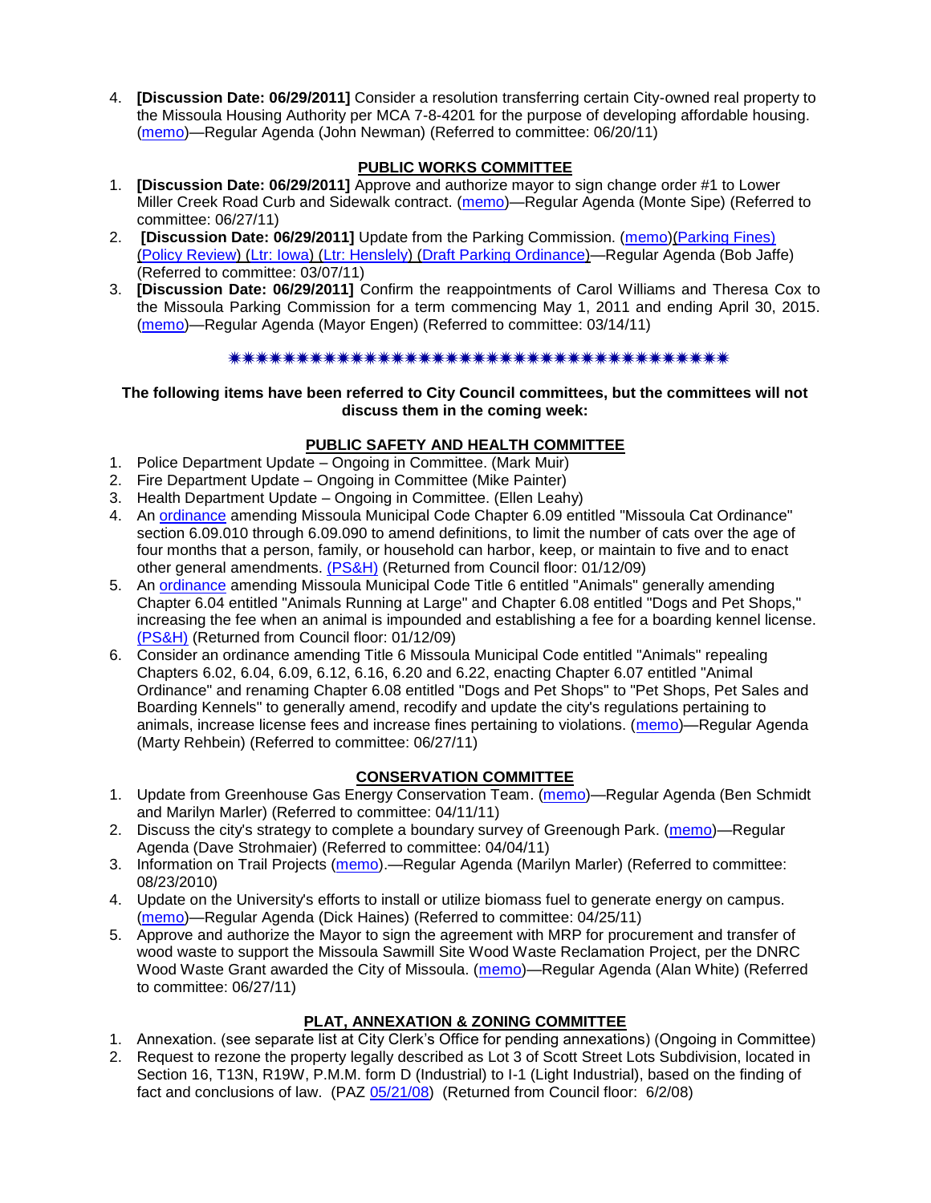4. **[Discussion Date: 06/29/2011]** Consider a resolution transferring certain City-owned real property to the Missoula Housing Authority per MCA 7-8-4201 for the purpose of developing affordable housing. (memo)—Regular Agenda (John Newman) (Referred to committee: 06/20/11)

## PUBLIC WORKS COMMITTEE

1. **[Discussion Date: 06/29/2011]** Approve and authorize mayor to sign change order #1 to Lower Miller Creek Road Curb and Sidewalk contract. (memo)—Regular Agenda (Monte Sipe) (Referred to committee: 06/27/11)
2. **[Discussion Date: 06/29/2011]** Update from the Parking Commission. (memo)(Parking Fines) (Policy Review) (Ltr: Iowa) (Ltr: Hensleiy) (Draft Parking Ordinance)—Regular Agenda (Bob Jaffe) (Referred to committee: 03/07/11)
3. **[Discussion Date: 06/29/2011]** Confirm the reappointments of Carol Williams and Theresa Cox to the Missoula Parking Commission for a term commencing May 1, 2011 and ending April 30, 2015. (memo)—Regular Agenda (Mayor Engen) (Referred to committee: 03/14/11)

✷✷✷✷✷✷✷✷✷✷✷✷✷✷✷✷✷✷✷✷✷✷✷✷✷✷✷✷✷✷✷✷✷✷✷✷✷✷✷✷

**The following items have been referred to City Council committees, but the committees will not discuss them in the coming week:**

## PUBLIC SAFETY AND HEALTH COMMITTEE

1. Police Department Update – Ongoing in Committee. (Mark Muir)
2. Fire Department Update – Ongoing in Committee (Mike Painter)
3. Health Department Update – Ongoing in Committee. (Ellen Leahy)
4. An ordinance amending Missoula Municipal Code Chapter 6.09 entitled "Missoula Cat Ordinance" section 6.09.010 through 6.09.090 to amend definitions, to limit the number of cats over the age of four months that a person, family, or household can harbor, keep, or maintain to five and to enact other general amendments. (PS&H) (Returned from Council floor: 01/12/09)
5. An ordinance amending Missoula Municipal Code Title 6 entitled "Animals" generally amending Chapter 6.04 entitled "Animals Running at Large" and Chapter 6.08 entitled "Dogs and Pet Shops," increasing the fee when an animal is impounded and establishing a fee for a boarding kennel license. (PS&H) (Returned from Council floor: 01/12/09)
6. Consider an ordinance amending Title 6 Missoula Municipal Code entitled "Animals" repealing Chapters 6.02, 6.04, 6.09, 6.12, 6.16, 6.20 and 6.22, enacting Chapter 6.07 entitled "Animal Ordinance" and renaming Chapter 6.08 entitled "Dogs and Pet Shops" to "Pet Shops, Pet Sales and Boarding Kennels" to generally amend, recodify and update the city's regulations pertaining to animals, increase license fees and increase fines pertaining to violations. (memo)—Regular Agenda (Marty Rehbein) (Referred to committee: 06/27/11)

## CONSERVATION COMMITTEE

1. Update from Greenhouse Gas Energy Conservation Team. (memo)—Regular Agenda (Ben Schmidt and Marilyn Marler) (Referred to committee: 04/11/11)
2. Discuss the city's strategy to complete a boundary survey of Greenough Park. (memo)—Regular Agenda (Dave Strohmaier) (Referred to committee: 04/04/11)
3. Information on Trail Projects (memo).—Regular Agenda (Marilyn Marler) (Referred to committee: 08/23/2010)
4. Update on the University's efforts to install or utilize biomass fuel to generate energy on campus. (memo)—Regular Agenda (Dick Haines) (Referred to committee: 04/25/11)
5. Approve and authorize the Mayor to sign the agreement with MRP for procurement and transfer of wood waste to support the Missoula Sawmill Site Wood Waste Reclamation Project, per the DNRC Wood Waste Grant awarded the City of Missoula. (memo)—Regular Agenda (Alan White) (Referred to committee: 06/27/11)

## PLAT, ANNEXATION & ZONING COMMITTEE

1. Annexation. (see separate list at City Clerk's Office for pending annexations) (Ongoing in Committee)
2. Request to rezone the property legally described as Lot 3 of Scott Street Lots Subdivision, located in Section 16, T13N, R19W, P.M.M. form D (Industrial) to I-1 (Light Industrial), based on the finding of fact and conclusions of law. (PAZ 05/21/08) (Returned from Council floor: 6/2/08)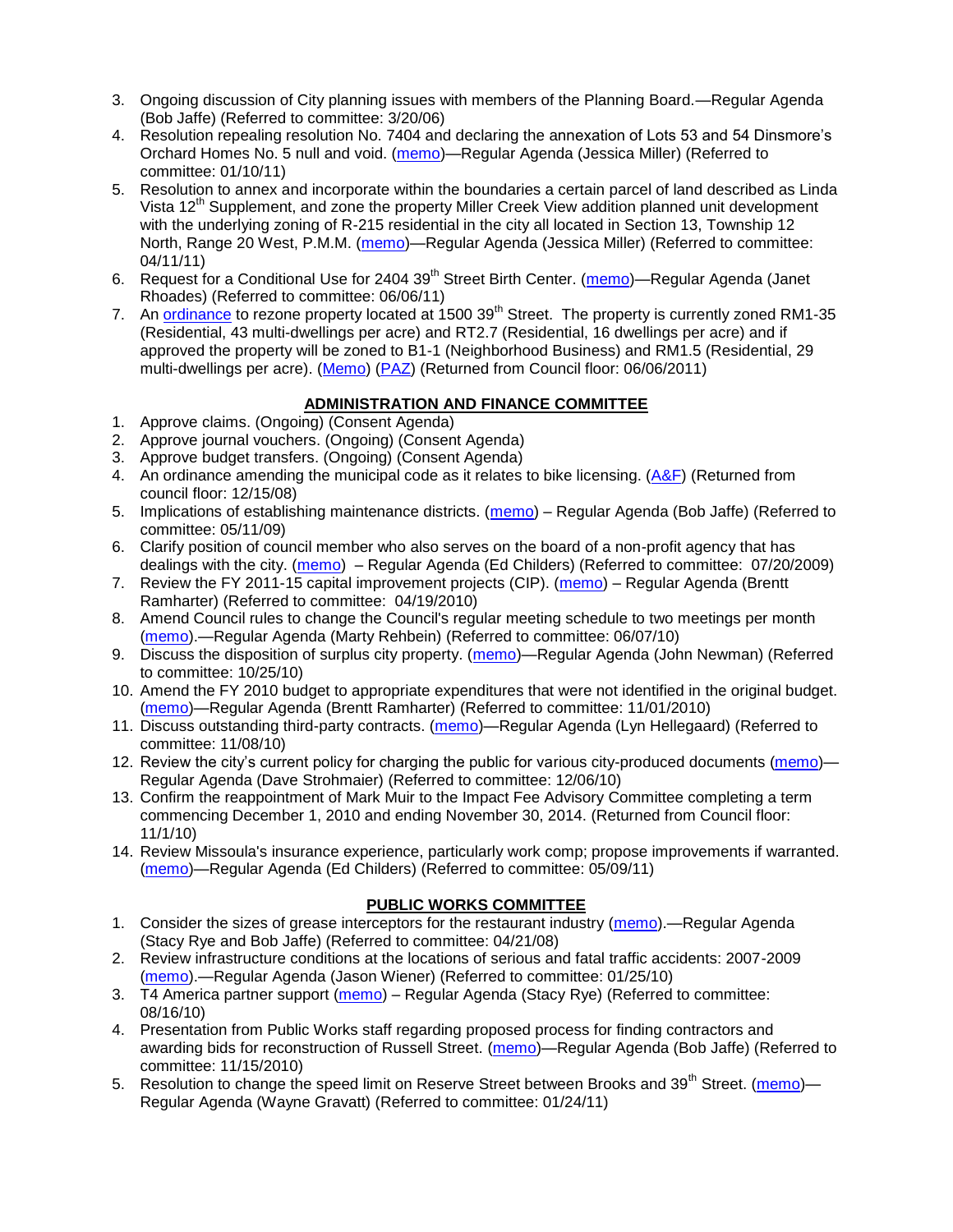3. Ongoing discussion of City planning issues with members of the Planning Board.—Regular Agenda (Bob Jaffe) (Referred to committee: 3/20/06)
4. Resolution repealing resolution No. 7404 and declaring the annexation of Lots 53 and 54 Dinsmore's Orchard Homes No. 5 null and void. (memo)—Regular Agenda (Jessica Miller) (Referred to committee: 01/10/11)
5. Resolution to annex and incorporate within the boundaries a certain parcel of land described as Linda Vista 12th Supplement, and zone the property Miller Creek View addition planned unit development with the underlying zoning of R-215 residential in the city all located in Section 13, Township 12 North, Range 20 West, P.M.M. (memo)—Regular Agenda (Jessica Miller) (Referred to committee: 04/11/11)
6. Request for a Conditional Use for 2404 39th Street Birth Center. (memo)—Regular Agenda (Janet Rhoades) (Referred to committee: 06/06/11)
7. An ordinance to rezone property located at 1500 39th Street. The property is currently zoned RM1-35 (Residential, 43 multi-dwellings per acre) and RT2.7 (Residential, 16 dwellings per acre) and if approved the property will be zoned to B1-1 (Neighborhood Business) and RM1.5 (Residential, 29 multi-dwellings per acre). (Memo) (PAZ) (Returned from Council floor: 06/06/2011)

## ADMINISTRATION AND FINANCE COMMITTEE

1. Approve claims. (Ongoing) (Consent Agenda)
2. Approve journal vouchers. (Ongoing) (Consent Agenda)
3. Approve budget transfers. (Ongoing) (Consent Agenda)
4. An ordinance amending the municipal code as it relates to bike licensing. (A&F) (Returned from council floor: 12/15/08)
5. Implications of establishing maintenance districts. (memo) – Regular Agenda (Bob Jaffe) (Referred to committee: 05/11/09)
6. Clarify position of council member who also serves on the board of a non-profit agency that has dealings with the city. (memo) – Regular Agenda (Ed Childers) (Referred to committee: 07/20/2009)
7. Review the FY 2011-15 capital improvement projects (CIP). (memo) – Regular Agenda (Brentt Ramharter) (Referred to committee: 04/19/2010)
8. Amend Council rules to change the Council's regular meeting schedule to two meetings per month (memo).—Regular Agenda (Marty Rehbein) (Referred to committee: 06/07/10)
9. Discuss the disposition of surplus city property. (memo)—Regular Agenda (John Newman) (Referred to committee: 10/25/10)
10. Amend the FY 2010 budget to appropriate expenditures that were not identified in the original budget. (memo)—Regular Agenda (Brentt Ramharter) (Referred to committee: 11/01/2010)
11. Discuss outstanding third-party contracts. (memo)—Regular Agenda (Lyn Hellegaard) (Referred to committee: 11/08/10)
12. Review the city's current policy for charging the public for various city-produced documents (memo)—Regular Agenda (Dave Strohmaier) (Referred to committee: 12/06/10)
13. Confirm the reappointment of Mark Muir to the Impact Fee Advisory Committee completing a term commencing December 1, 2010 and ending November 30, 2014. (Returned from Council floor: 11/1/10)
14. Review Missoula's insurance experience, particularly work comp; propose improvements if warranted. (memo)—Regular Agenda (Ed Childers) (Referred to committee: 05/09/11)

## PUBLIC WORKS COMMITTEE

1. Consider the sizes of grease interceptors for the restaurant industry (memo).—Regular Agenda (Stacy Rye and Bob Jaffe) (Referred to committee: 04/21/08)
2. Review infrastructure conditions at the locations of serious and fatal traffic accidents: 2007-2009 (memo).—Regular Agenda (Jason Wiener) (Referred to committee: 01/25/10)
3. T4 America partner support (memo) – Regular Agenda (Stacy Rye) (Referred to committee: 08/16/10)
4. Presentation from Public Works staff regarding proposed process for finding contractors and awarding bids for reconstruction of Russell Street. (memo)—Regular Agenda (Bob Jaffe) (Referred to committee: 11/15/2010)
5. Resolution to change the speed limit on Reserve Street between Brooks and 39th Street. (memo)—Regular Agenda (Wayne Gravatt) (Referred to committee: 01/24/11)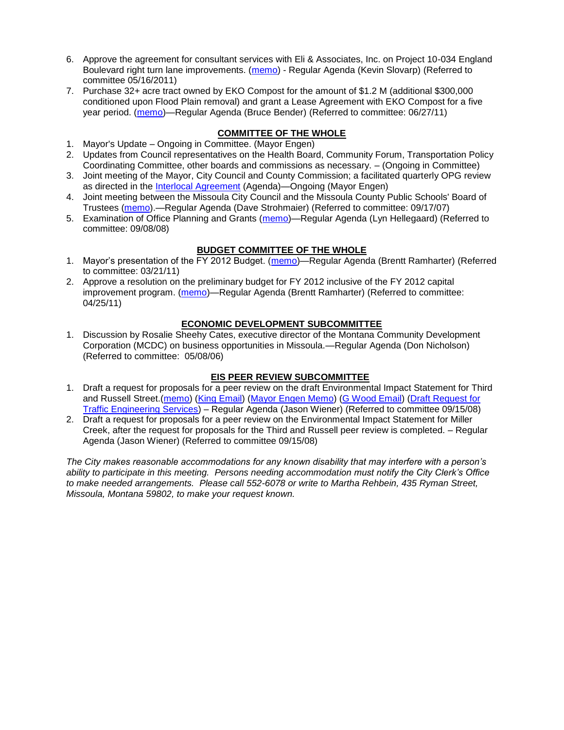6. Approve the agreement for consultant services with Eli & Associates, Inc. on Project 10-034 England Boulevard right turn lane improvements. (memo) - Regular Agenda (Kevin Slovarp) (Referred to committee 05/16/2011)
7. Purchase 32+ acre tract owned by EKO Compost for the amount of $1.2 M (additional $300,000 conditioned upon Flood Plain removal) and grant a Lease Agreement with EKO Compost for a five year period. (memo)—Regular Agenda (Bruce Bender) (Referred to committee: 06/27/11)

## COMMITTEE OF THE WHOLE

1. Mayor's Update – Ongoing in Committee. (Mayor Engen)
2. Updates from Council representatives on the Health Board, Community Forum, Transportation Policy Coordinating Committee, other boards and commissions as necessary. – (Ongoing in Committee)
3. Joint meeting of the Mayor, City Council and County Commission; a facilitated quarterly OPG review as directed in the Interlocal Agreement (Agenda)—Ongoing (Mayor Engen)
4. Joint meeting between the Missoula City Council and the Missoula County Public Schools' Board of Trustees (memo).—Regular Agenda (Dave Strohmaier) (Referred to committee: 09/17/07)
5. Examination of Office Planning and Grants (memo)—Regular Agenda (Lyn Hellegaard) (Referred to committee: 09/08/08)

## BUDGET COMMITTEE OF THE WHOLE

1. Mayor's presentation of the FY 2012 Budget. (memo)—Regular Agenda (Brentt Ramharter) (Referred to committee: 03/21/11)
2. Approve a resolution on the preliminary budget for FY 2012 inclusive of the FY 2012 capital improvement program. (memo)—Regular Agenda (Brentt Ramharter) (Referred to committee: 04/25/11)

## ECONOMIC DEVELOPMENT SUBCOMMITTEE

1. Discussion by Rosalie Sheehy Cates, executive director of the Montana Community Development Corporation (MCDC) on business opportunities in Missoula.—Regular Agenda (Don Nicholson) (Referred to committee: 05/08/06)

## EIS PEER REVIEW SUBCOMMITTEE

1. Draft a request for proposals for a peer review on the draft Environmental Impact Statement for Third and Russell Street.(memo) (King Email) (Mayor Engen Memo) (G Wood Email) (Draft Request for Traffic Engineering Services) – Regular Agenda (Jason Wiener) (Referred to committee 09/15/08)
2. Draft a request for proposals for a peer review on the Environmental Impact Statement for Miller Creek, after the request for proposals for the Third and Russell peer review is completed. – Regular Agenda (Jason Wiener) (Referred to committee 09/15/08)

*The City makes reasonable accommodations for any known disability that may interfere with a person's ability to participate in this meeting. Persons needing accommodation must notify the City Clerk's Office to make needed arrangements. Please call 552-6078 or write to Martha Rehbein, 435 Ryman Street, Missoula, Montana 59802, to make your request known.*